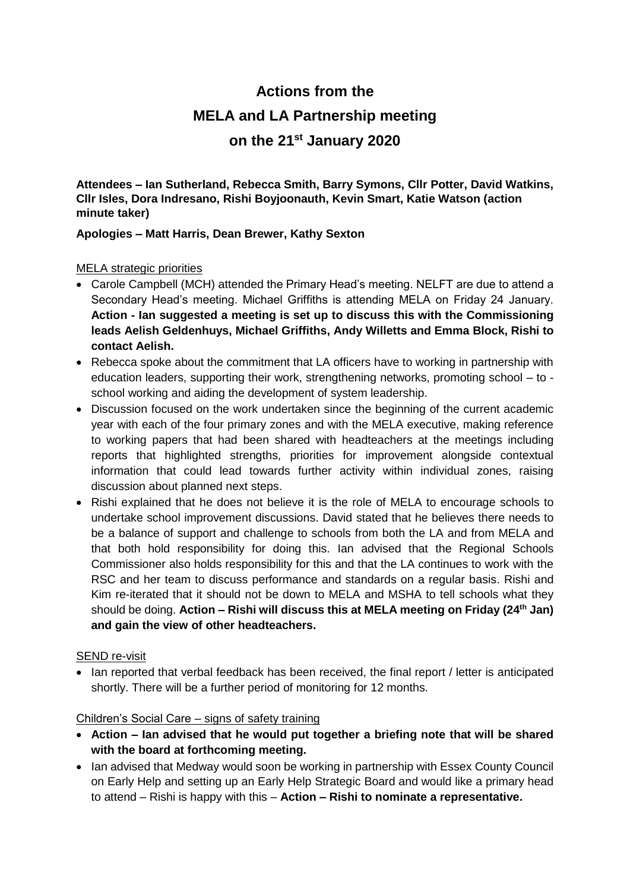# Actions from the

# MELA and LA Partnership meeting

# on the 21st January 2020

**Attendees – Ian Sutherland, Rebecca Smith, Barry Symons, Cllr Potter, David Watkins, Cllr Isles, Dora Indresano, Rishi Boyjoonauth, Kevin Smart, Katie Watson (action minute taker)**

**Apologies – Matt Harris, Dean Brewer, Kathy Sexton**

MELA strategic priorities

- Carole Campbell (MCH) attended the Primary Head's meeting. NELFT are due to attend a Secondary Head's meeting. Michael Griffiths is attending MELA on Friday 24 January. **Action - Ian suggested a meeting is set up to discuss this with the Commissioning leads Aelish Geldenhuys, Michael Griffiths, Andy Willetts and Emma Block, Rishi to contact Aelish.**
- Rebecca spoke about the commitment that LA officers have to working in partnership with education leaders, supporting their work, strengthening networks, promoting school – to - school working and aiding the development of system leadership.
- Discussion focused on the work undertaken since the beginning of the current academic year with each of the four primary zones and with the MELA executive, making reference to working papers that had been shared with headteachers at the meetings including reports that highlighted strengths, priorities for improvement alongside contextual information that could lead towards further activity within individual zones, raising discussion about planned next steps.
- Rishi explained that he does not believe it is the role of MELA to encourage schools to undertake school improvement discussions. David stated that he believes there needs to be a balance of support and challenge to schools from both the LA and from MELA and that both hold responsibility for doing this. Ian advised that the Regional Schools Commissioner also holds responsibility for this and that the LA continues to work with the RSC and her team to discuss performance and standards on a regular basis. Rishi and Kim re-iterated that it should not be down to MELA and MSHA to tell schools what they should be doing. **Action – Rishi will discuss this at MELA meeting on Friday (24th Jan) and gain the view of other headteachers.**

SEND re-visit

- Ian reported that verbal feedback has been received, the final report / letter is anticipated shortly. There will be a further period of monitoring for 12 months.

Children's Social Care – signs of safety training

- **Action – Ian advised that he would put together a briefing note that will be shared with the board at forthcoming meeting.**
- Ian advised that Medway would soon be working in partnership with Essex County Council on Early Help and setting up an Early Help Strategic Board and would like a primary head to attend – Rishi is happy with this – **Action – Rishi to nominate a representative.**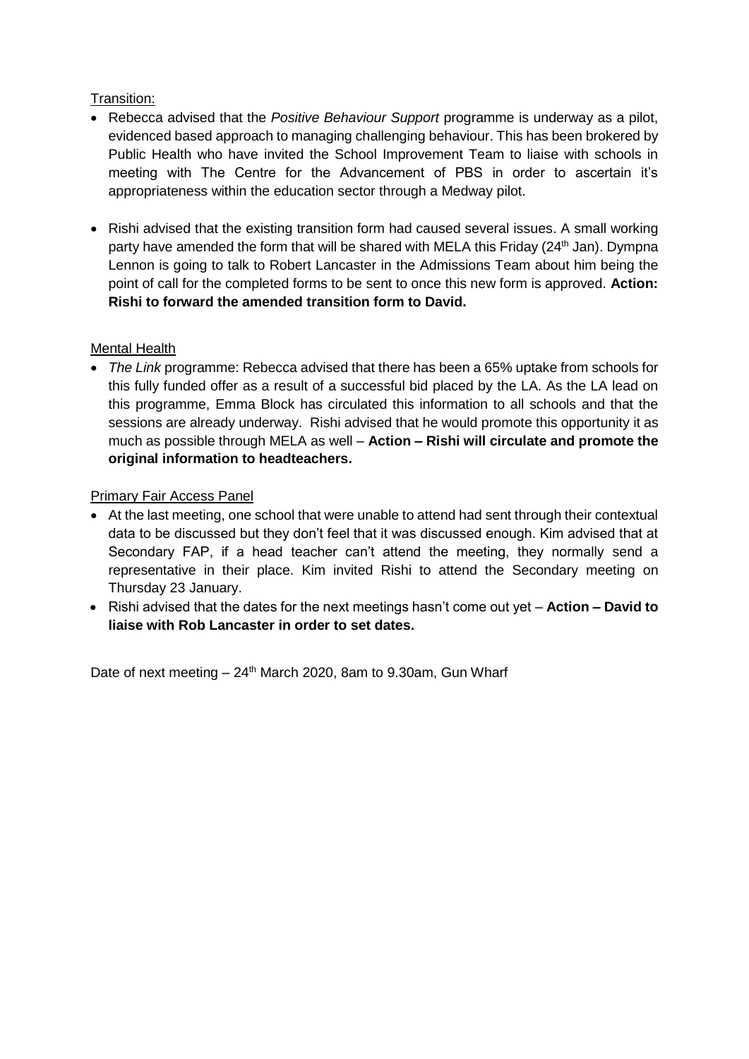Transition:

- Rebecca advised that the *Positive Behaviour Support* programme is underway as a pilot, evidenced based approach to managing challenging behaviour. This has been brokered by Public Health who have invited the School Improvement Team to liaise with schools in meeting with The Centre for the Advancement of PBS in order to ascertain it's appropriateness within the education sector through a Medway pilot.

- Rishi advised that the existing transition form had caused several issues. A small working party have amended the form that will be shared with MELA this Friday (24th Jan). Dympna Lennon is going to talk to Robert Lancaster in the Admissions Team about him being the point of call for the completed forms to be sent to once this new form is approved. **Action: Rishi to forward the amended transition form to David.**

Mental Health

- *The Link* programme: Rebecca advised that there has been a 65% uptake from schools for this fully funded offer as a result of a successful bid placed by the LA. As the LA lead on this programme, Emma Block has circulated this information to all schools and that the sessions are already underway. Rishi advised that he would promote this opportunity it as much as possible through MELA as well – **Action – Rishi will circulate and promote the original information to headteachers.**

Primary Fair Access Panel

- At the last meeting, one school that were unable to attend had sent through their contextual data to be discussed but they don't feel that it was discussed enough. Kim advised that at Secondary FAP, if a head teacher can't attend the meeting, they normally send a representative in their place. Kim invited Rishi to attend the Secondary meeting on Thursday 23 January.
- Rishi advised that the dates for the next meetings hasn't come out yet – **Action – David to liaise with Rob Lancaster in order to set dates.**

Date of next meeting – 24th March 2020, 8am to 9.30am, Gun Wharf